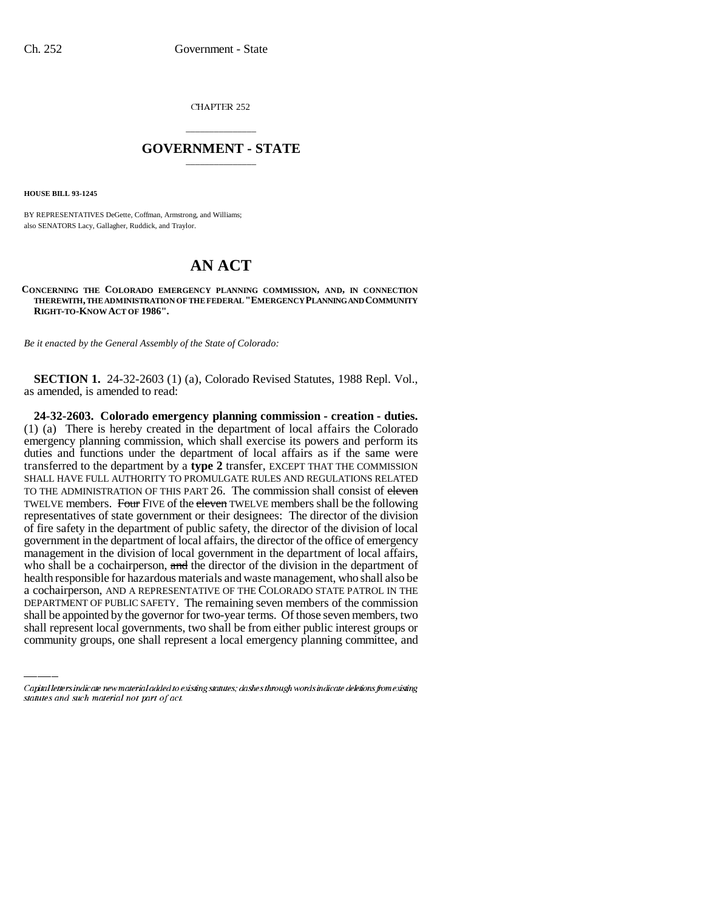CHAPTER 252

# GOVERNMENT - STATE

**HOUSE BILL 93-1245**

BY REPRESENTATIVES DeGette, Coffman, Armstrong, and Williams;
also SENATORS Lacy, Gallagher, Ruddick, and Traylor.

# AN ACT

**CONCERNING THE COLORADO EMERGENCY PLANNING COMMISSION, AND, IN CONNECTION THEREWITH, THE ADMINISTRATION OF THE FEDERAL "EMERGENCY PLANNING AND COMMUNITY RIGHT-TO-KNOW ACT OF 1986".**

*Be it enacted by the General Assembly of the State of Colorado:*

**SECTION 1.** 24-32-2603 (1) (a), Colorado Revised Statutes, 1988 Repl. Vol., as amended, is amended to read:

**24-32-2603. Colorado emergency planning commission - creation - duties.** (1) (a) There is hereby created in the department of local affairs the Colorado emergency planning commission, which shall exercise its powers and perform its duties and functions under the department of local affairs as if the same were transferred to the department by a **type 2** transfer, EXCEPT THAT THE COMMISSION SHALL HAVE FULL AUTHORITY TO PROMULGATE RULES AND REGULATIONS RELATED TO THE ADMINISTRATION OF THIS PART 26. The commission shall consist of ~~eleven~~ TWELVE members. ~~Four~~ FIVE of the ~~eleven~~ TWELVE members shall be the following representatives of state government or their designees: The director of the division of fire safety in the department of public safety, the director of the division of local government in the department of local affairs, the director of the office of emergency management in the division of local government in the department of local affairs, who shall be a cochairperson, ~~and~~ the director of the division in the department of health responsible for hazardous materials and waste management, who shall also be a cochairperson, AND A REPRESENTATIVE OF THE COLORADO STATE PATROL IN THE DEPARTMENT OF PUBLIC SAFETY. The remaining seven members of the commission shall be appointed by the governor for two-year terms. Of those seven members, two shall represent local governments, two shall be from either public interest groups or community groups, one shall represent a local emergency planning committee, and

Capital letters indicate new material added to existing statutes; dashes through words indicate deletions from existing statutes and such material not part of act.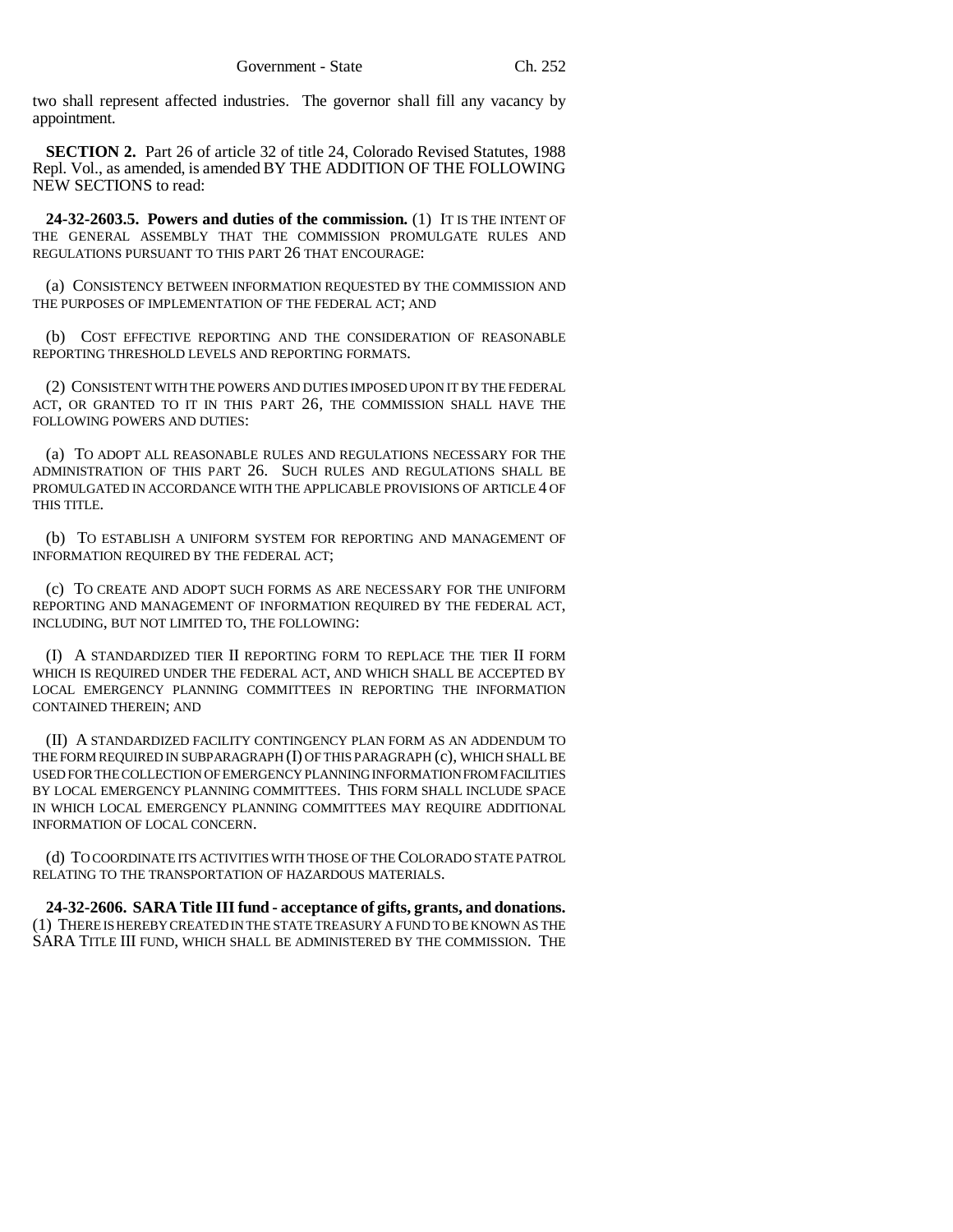two shall represent affected industries. The governor shall fill any vacancy by appointment.

**SECTION 2.** Part 26 of article 32 of title 24, Colorado Revised Statutes, 1988 Repl. Vol., as amended, is amended BY THE ADDITION OF THE FOLLOWING NEW SECTIONS to read:

**24-32-2603.5. Powers and duties of the commission.** (1) IT IS THE INTENT OF THE GENERAL ASSEMBLY THAT THE COMMISSION PROMULGATE RULES AND REGULATIONS PURSUANT TO THIS PART 26 THAT ENCOURAGE:

(a) CONSISTENCY BETWEEN INFORMATION REQUESTED BY THE COMMISSION AND THE PURPOSES OF IMPLEMENTATION OF THE FEDERAL ACT; AND

(b) COST EFFECTIVE REPORTING AND THE CONSIDERATION OF REASONABLE REPORTING THRESHOLD LEVELS AND REPORTING FORMATS.

(2) CONSISTENT WITH THE POWERS AND DUTIES IMPOSED UPON IT BY THE FEDERAL ACT, OR GRANTED TO IT IN THIS PART 26, THE COMMISSION SHALL HAVE THE FOLLOWING POWERS AND DUTIES:

(a) TO ADOPT ALL REASONABLE RULES AND REGULATIONS NECESSARY FOR THE ADMINISTRATION OF THIS PART 26. SUCH RULES AND REGULATIONS SHALL BE PROMULGATED IN ACCORDANCE WITH THE APPLICABLE PROVISIONS OF ARTICLE 4 OF THIS TITLE.

(b) TO ESTABLISH A UNIFORM SYSTEM FOR REPORTING AND MANAGEMENT OF INFORMATION REQUIRED BY THE FEDERAL ACT;

(c) TO CREATE AND ADOPT SUCH FORMS AS ARE NECESSARY FOR THE UNIFORM REPORTING AND MANAGEMENT OF INFORMATION REQUIRED BY THE FEDERAL ACT, INCLUDING, BUT NOT LIMITED TO, THE FOLLOWING:

(I) A STANDARDIZED TIER II REPORTING FORM TO REPLACE THE TIER II FORM WHICH IS REQUIRED UNDER THE FEDERAL ACT, AND WHICH SHALL BE ACCEPTED BY LOCAL EMERGENCY PLANNING COMMITTEES IN REPORTING THE INFORMATION CONTAINED THEREIN; AND

(II) A STANDARDIZED FACILITY CONTINGENCY PLAN FORM AS AN ADDENDUM TO THE FORM REQUIRED IN SUBPARAGRAPH (I) OF THIS PARAGRAPH (c), WHICH SHALL BE USED FOR THE COLLECTION OF EMERGENCY PLANNING INFORMATION FROM FACILITIES BY LOCAL EMERGENCY PLANNING COMMITTEES. THIS FORM SHALL INCLUDE SPACE IN WHICH LOCAL EMERGENCY PLANNING COMMITTEES MAY REQUIRE ADDITIONAL INFORMATION OF LOCAL CONCERN.

(d) TO COORDINATE ITS ACTIVITIES WITH THOSE OF THE COLORADO STATE PATROL RELATING TO THE TRANSPORTATION OF HAZARDOUS MATERIALS.

**24-32-2606. SARA Title III fund - acceptance of gifts, grants, and donations.** (1) THERE IS HEREBY CREATED IN THE STATE TREASURY A FUND TO BE KNOWN AS THE SARA TITLE III FUND, WHICH SHALL BE ADMINISTERED BY THE COMMISSION. THE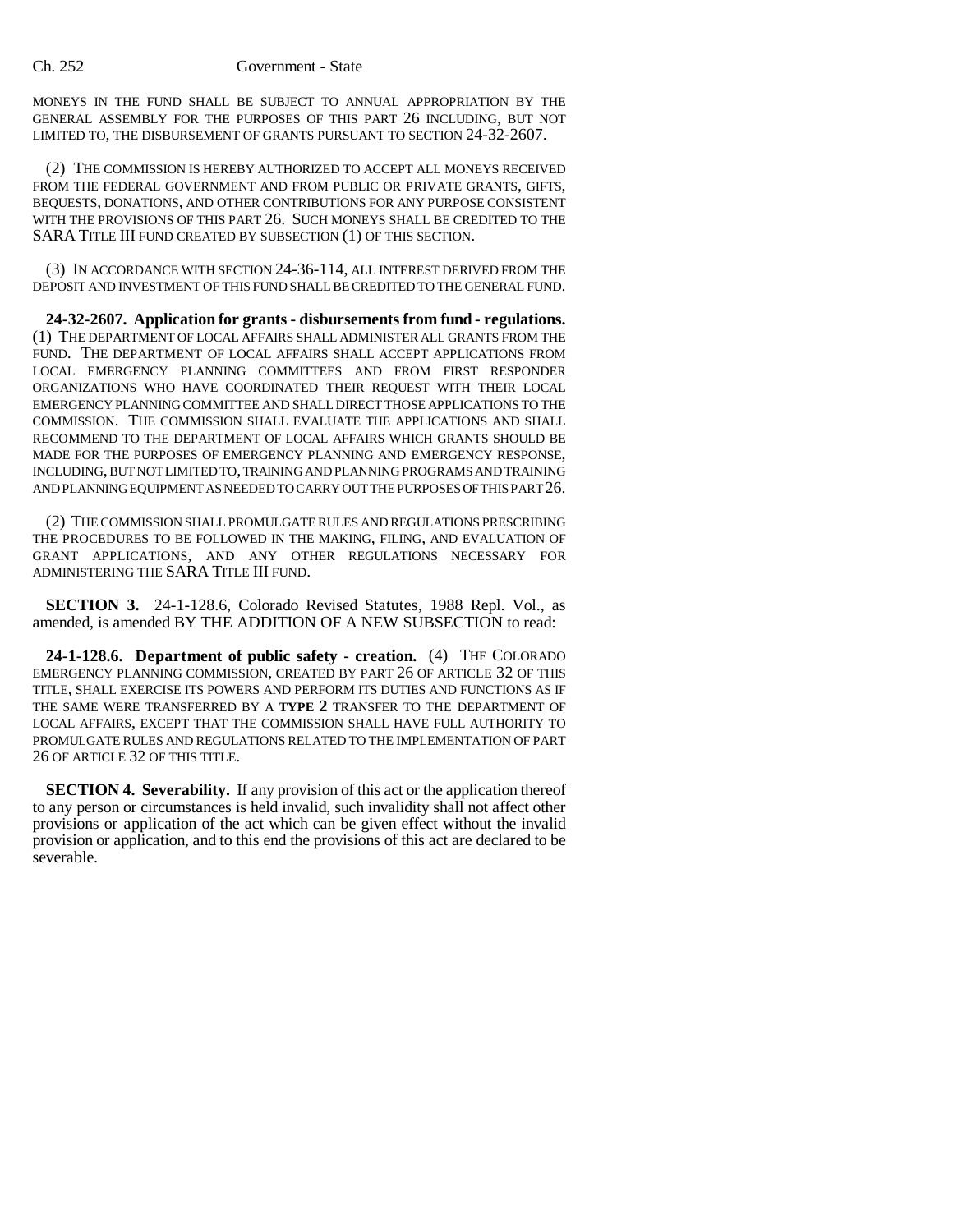MONEYS IN THE FUND SHALL BE SUBJECT TO ANNUAL APPROPRIATION BY THE GENERAL ASSEMBLY FOR THE PURPOSES OF THIS PART 26 INCLUDING, BUT NOT LIMITED TO, THE DISBURSEMENT OF GRANTS PURSUANT TO SECTION 24-32-2607.

(2) THE COMMISSION IS HEREBY AUTHORIZED TO ACCEPT ALL MONEYS RECEIVED FROM THE FEDERAL GOVERNMENT AND FROM PUBLIC OR PRIVATE GRANTS, GIFTS, BEQUESTS, DONATIONS, AND OTHER CONTRIBUTIONS FOR ANY PURPOSE CONSISTENT WITH THE PROVISIONS OF THIS PART 26. SUCH MONEYS SHALL BE CREDITED TO THE SARA TITLE III FUND CREATED BY SUBSECTION (1) OF THIS SECTION.

(3) IN ACCORDANCE WITH SECTION 24-36-114, ALL INTEREST DERIVED FROM THE DEPOSIT AND INVESTMENT OF THIS FUND SHALL BE CREDITED TO THE GENERAL FUND.

**24-32-2607. Application for grants - disbursements from fund - regulations.** (1) THE DEPARTMENT OF LOCAL AFFAIRS SHALL ADMINISTER ALL GRANTS FROM THE FUND. THE DEPARTMENT OF LOCAL AFFAIRS SHALL ACCEPT APPLICATIONS FROM LOCAL EMERGENCY PLANNING COMMITTEES AND FROM FIRST RESPONDER ORGANIZATIONS WHO HAVE COORDINATED THEIR REQUEST WITH THEIR LOCAL EMERGENCY PLANNING COMMITTEE AND SHALL DIRECT THOSE APPLICATIONS TO THE COMMISSION. THE COMMISSION SHALL EVALUATE THE APPLICATIONS AND SHALL RECOMMEND TO THE DEPARTMENT OF LOCAL AFFAIRS WHICH GRANTS SHOULD BE MADE FOR THE PURPOSES OF EMERGENCY PLANNING AND EMERGENCY RESPONSE, INCLUDING, BUT NOT LIMITED TO, TRAINING AND PLANNING PROGRAMS AND TRAINING AND PLANNING EQUIPMENT AS NEEDED TO CARRY OUT THE PURPOSES OF THIS PART 26.

(2) THE COMMISSION SHALL PROMULGATE RULES AND REGULATIONS PRESCRIBING THE PROCEDURES TO BE FOLLOWED IN THE MAKING, FILING, AND EVALUATION OF GRANT APPLICATIONS, AND ANY OTHER REGULATIONS NECESSARY FOR ADMINISTERING THE SARA TITLE III FUND.

**SECTION 3.** 24-1-128.6, Colorado Revised Statutes, 1988 Repl. Vol., as amended, is amended BY THE ADDITION OF A NEW SUBSECTION to read:

**24-1-128.6. Department of public safety - creation.** (4) THE COLORADO EMERGENCY PLANNING COMMISSION, CREATED BY PART 26 OF ARTICLE 32 OF THIS TITLE, SHALL EXERCISE ITS POWERS AND PERFORM ITS DUTIES AND FUNCTIONS AS IF THE SAME WERE TRANSFERRED BY A **TYPE 2** TRANSFER TO THE DEPARTMENT OF LOCAL AFFAIRS, EXCEPT THAT THE COMMISSION SHALL HAVE FULL AUTHORITY TO PROMULGATE RULES AND REGULATIONS RELATED TO THE IMPLEMENTATION OF PART 26 OF ARTICLE 32 OF THIS TITLE.

**SECTION 4. Severability.** If any provision of this act or the application thereof to any person or circumstances is held invalid, such invalidity shall not affect other provisions or application of the act which can be given effect without the invalid provision or application, and to this end the provisions of this act are declared to be severable.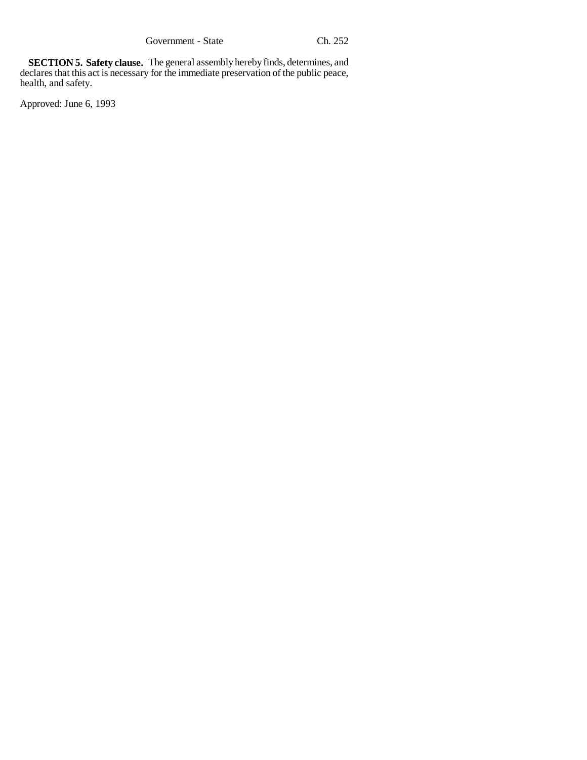**SECTION 5. Safety clause.** The general assembly hereby finds, determines, and declares that this act is necessary for the immediate preservation of the public peace, health, and safety.

Approved: June 6, 1993